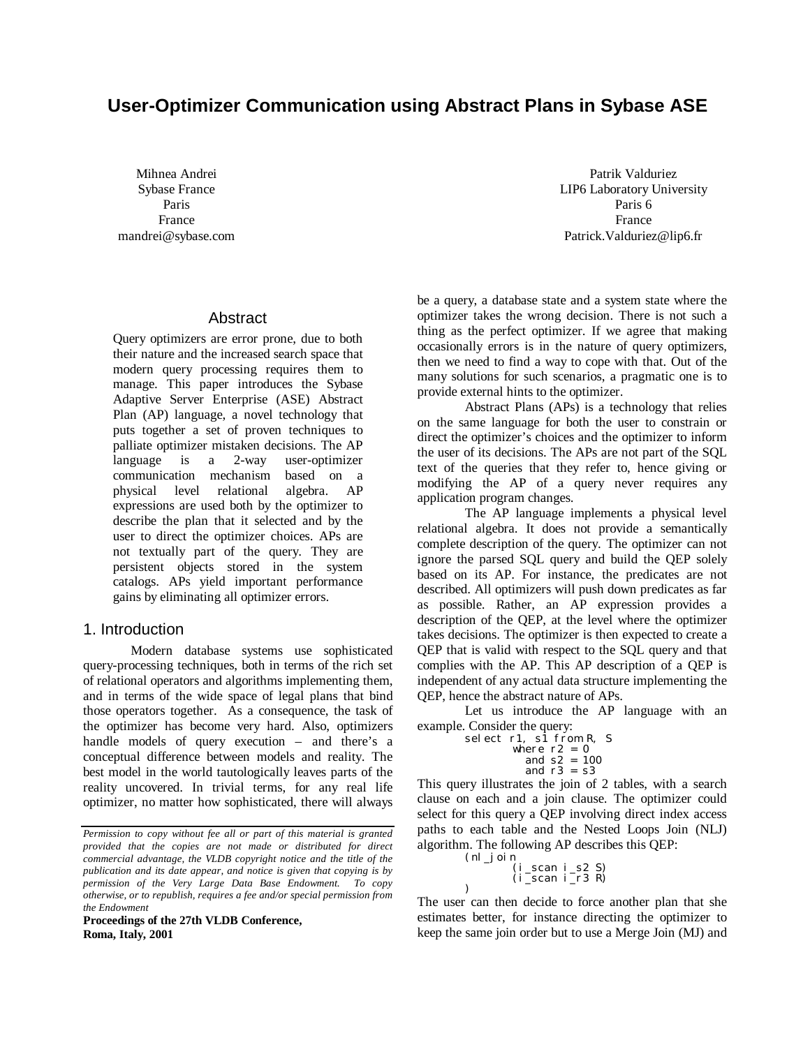# User-Optimizer Communication using Abstract Plans in Sybase ASE

Mihnea Andrei
Sybase France
Paris
France
mandrei@sybase.com

Patrik Valduriez
LIP6 Laboratory University
Paris 6
France
Patrick.Valduriez@lip6.fr

## Abstract

Query optimizers are error prone, due to both their nature and the increased search space that modern query processing requires them to manage. This paper introduces the Sybase Adaptive Server Enterprise (ASE) Abstract Plan (AP) language, a novel technology that puts together a set of proven techniques to palliate optimizer mistaken decisions. The AP language is a 2-way user-optimizer communication mechanism based on a physical level relational algebra. AP expressions are used both by the optimizer to describe the plan that it selected and by the user to direct the optimizer choices. APs are not textually part of the query. They are persistent objects stored in the system catalogs. APs yield important performance gains by eliminating all optimizer errors.

## 1. Introduction

Modern database systems use sophisticated query-processing techniques, both in terms of the rich set of relational operators and algorithms implementing them, and in terms of the wide space of legal plans that bind those operators together. As a consequence, the task of the optimizer has become very hard. Also, optimizers handle models of query execution – and there's a conceptual difference between models and reality. The best model in the world tautologically leaves parts of the reality uncovered. In trivial terms, for any real life optimizer, no matter how sophisticated, there will always be a query, a database state and a system state where the optimizer takes the wrong decision. There is not such a thing as the perfect optimizer. If we agree that making occasionally errors is in the nature of query optimizers, then we need to find a way to cope with that. Out of the many solutions for such scenarios, a pragmatic one is to provide external hints to the optimizer.

Abstract Plans (APs) is a technology that relies on the same language for both the user to constrain or direct the optimizer's choices and the optimizer to inform the user of its decisions. The APs are not part of the SQL text of the queries that they refer to, hence giving or modifying the AP of a query never requires any application program changes.

The AP language implements a physical level relational algebra. It does not provide a semantically complete description of the query. The optimizer can not ignore the parsed SQL query and build the QEP solely based on its AP. For instance, the predicates are not described. All optimizers will push down predicates as far as possible. Rather, an AP expression provides a description of the QEP, at the level where the optimizer takes decisions. The optimizer is then expected to create a QEP that is valid with respect to the SQL query and that complies with the AP. This AP description of a QEP is independent of any actual data structure implementing the QEP, hence the abstract nature of APs.

Let us introduce the AP language with an example. Consider the query:

```
select r1, s1 from R, S
       where r2 = 0
         and s2 = 100
         and r3 = s3
```

This query illustrates the join of 2 tables, with a search clause on each and a join clause. The optimizer could select for this query a QEP involving direct index access paths to each table and the Nested Loops Join (NLJ) algorithm. The following AP describes this QEP:

```
(nl_join
       (i_scan i_s2 S)
       (i_scan i_r3 R)
)
```

The user can then decide to force another plan that she estimates better, for instance directing the optimizer to keep the same join order but to use a Merge Join (MJ) and

*Permission to copy without fee all or part of this material is granted provided that the copies are not made or distributed for direct commercial advantage, the VLDB copyright notice and the title of the publication and its date appear, and notice is given that copying is by permission of the Very Large Data Base Endowment. To copy otherwise, or to republish, requires a fee and/or special permission from the Endowment*

**Proceedings of the 27th VLDB Conference, Roma, Italy, 2001**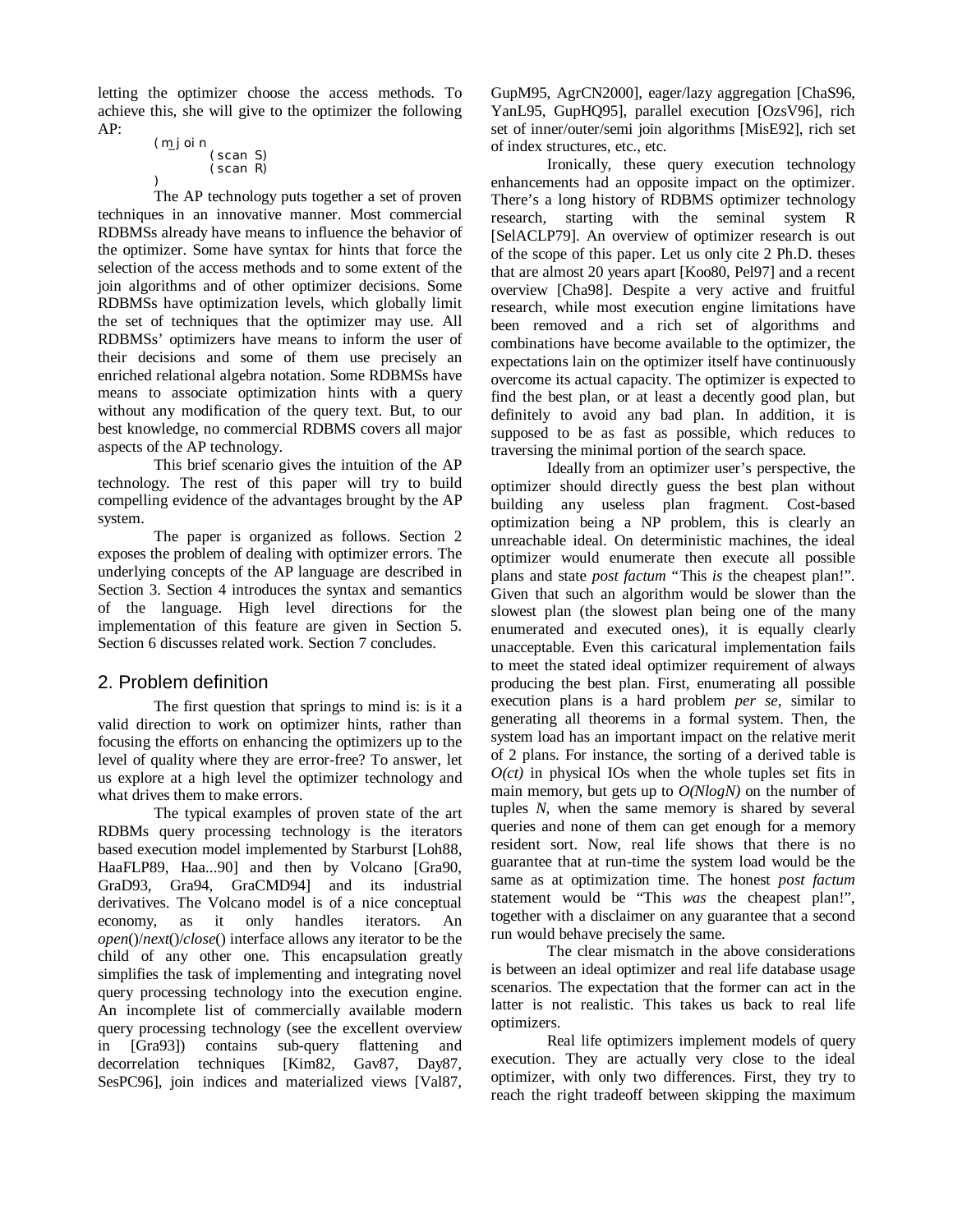letting the optimizer choose the access methods. To achieve this, she will give to the optimizer the following AP:

```
(m_join
    (scan S)
    (scan R)
)
```

The AP technology puts together a set of proven techniques in an innovative manner. Most commercial RDBMSs already have means to influence the behavior of the optimizer. Some have syntax for hints that force the selection of the access methods and to some extent of the join algorithms and of other optimizer decisions. Some RDBMSs have optimization levels, which globally limit the set of techniques that the optimizer may use. All RDBMSs' optimizers have means to inform the user of their decisions and some of them use precisely an enriched relational algebra notation. Some RDBMSs have means to associate optimization hints with a query without any modification of the query text. But, to our best knowledge, no commercial RDBMS covers all major aspects of the AP technology.

This brief scenario gives the intuition of the AP technology. The rest of this paper will try to build compelling evidence of the advantages brought by the AP system.

The paper is organized as follows. Section 2 exposes the problem of dealing with optimizer errors. The underlying concepts of the AP language are described in Section 3. Section 4 introduces the syntax and semantics of the language. High level directions for the implementation of this feature are given in Section 5. Section 6 discusses related work. Section 7 concludes.

## 2. Problem definition

The first question that springs to mind is: is it a valid direction to work on optimizer hints, rather than focusing the efforts on enhancing the optimizers up to the level of quality where they are error-free? To answer, let us explore at a high level the optimizer technology and what drives them to make errors.

The typical examples of proven state of the art RDBMs query processing technology is the iterators based execution model implemented by Starburst [Loh88, HaaFLP89, Haa...90] and then by Volcano [Gra90, GraD93, Gra94, GraCMD94] and its industrial derivatives. The Volcano model is of a nice conceptual economy, as it only handles iterators. An *open*()/*next*()/*close*() interface allows any iterator to be the child of any other one. This encapsulation greatly simplifies the task of implementing and integrating novel query processing technology into the execution engine. An incomplete list of commercially available modern query processing technology (see the excellent overview in [Gra93]) contains sub-query flattening and decorrelation techniques [Kim82, Gav87, Day87, SesPC96], join indices and materialized views [Val87, GupM95, AgrCN2000], eager/lazy aggregation [ChaS96, YanL95, GupHQ95], parallel execution [OzsV96], rich set of inner/outer/semi join algorithms [MisE92], rich set of index structures, etc., etc.

Ironically, these query execution technology enhancements had an opposite impact on the optimizer. There's a long history of RDBMS optimizer technology research, starting with the seminal system R [SelACLP79]. An overview of optimizer research is out of the scope of this paper. Let us only cite 2 Ph.D. theses that are almost 20 years apart [Koo80, Pel97] and a recent overview [Cha98]. Despite a very active and fruitful research, while most execution engine limitations have been removed and a rich set of algorithms and combinations have become available to the optimizer, the expectations lain on the optimizer itself have continuously overcome its actual capacity. The optimizer is expected to find the best plan, or at least a decently good plan, but definitely to avoid any bad plan. In addition, it is supposed to be as fast as possible, which reduces to traversing the minimal portion of the search space.

Ideally from an optimizer user's perspective, the optimizer should directly guess the best plan without building any useless plan fragment. Cost-based optimization being a NP problem, this is clearly an unreachable ideal. On deterministic machines, the ideal optimizer would enumerate then execute all possible plans and state *post factum* "This *is* the cheapest plan!". Given that such an algorithm would be slower than the slowest plan (the slowest plan being one of the many enumerated and executed ones), it is equally clearly unacceptable. Even this caricatural implementation fails to meet the stated ideal optimizer requirement of always producing the best plan. First, enumerating all possible execution plans is a hard problem *per se*, similar to generating all theorems in a formal system. Then, the system load has an important impact on the relative merit of 2 plans. For instance, the sorting of a derived table is $O(ct)$ in physical IOs when the whole tuples set fits in main memory, but gets up to $O(NlogN)$ on the number of tuples $N$, when the same memory is shared by several queries and none of them can get enough for a memory resident sort. Now, real life shows that there is no guarantee that at run-time the system load would be the same as at optimization time. The honest *post factum* statement would be "This *was* the cheapest plan!", together with a disclaimer on any guarantee that a second run would behave precisely the same.

The clear mismatch in the above considerations is between an ideal optimizer and real life database usage scenarios. The expectation that the former can act in the latter is not realistic. This takes us back to real life optimizers.

Real life optimizers implement models of query execution. They are actually very close to the ideal optimizer, with only two differences. First, they try to reach the right tradeoff between skipping the maximum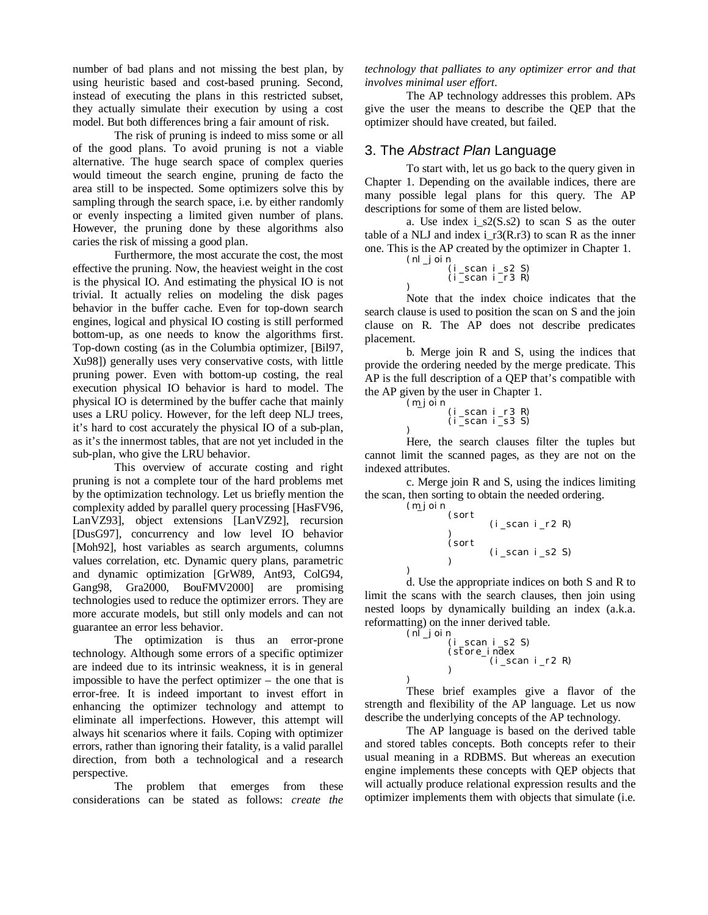number of bad plans and not missing the best plan, by using heuristic based and cost-based pruning. Second, instead of executing the plans in this restricted subset, they actually simulate their execution by using a cost model. But both differences bring a fair amount of risk.

The risk of pruning is indeed to miss some or all of the good plans. To avoid pruning is not a viable alternative. The huge search space of complex queries would timeout the search engine, pruning de facto the area still to be inspected. Some optimizers solve this by sampling through the search space, i.e. by either randomly or evenly inspecting a limited given number of plans. However, the pruning done by these algorithms also caries the risk of missing a good plan.

Furthermore, the most accurate the cost, the most effective the pruning. Now, the heaviest weight in the cost is the physical IO. And estimating the physical IO is not trivial. It actually relies on modeling the disk pages behavior in the buffer cache. Even for top-down search engines, logical and physical IO costing is still performed bottom-up, as one needs to know the algorithms first. Top-down costing (as in the Columbia optimizer, [Bil97, Xu98]) generally uses very conservative costs, with little pruning power. Even with bottom-up costing, the real execution physical IO behavior is hard to model. The physical IO is determined by the buffer cache that mainly uses a LRU policy. However, for the left deep NLJ trees, it's hard to cost accurately the physical IO of a sub-plan, as it's the innermost tables, that are not yet included in the sub-plan, who give the LRU behavior.

This overview of accurate costing and right pruning is not a complete tour of the hard problems met by the optimization technology. Let us briefly mention the complexity added by parallel query processing [HasFV96, LanVZ93], object extensions [LanVZ92], recursion [DusG97], concurrency and low level IO behavior [Moh92], host variables as search arguments, columns values correlation, etc. Dynamic query plans, parametric and dynamic optimization [GrW89, Ant93, ColG94, Gang98, Gra2000, BouFMV2000] are promising technologies used to reduce the optimizer errors. They are more accurate models, but still only models and can not guarantee an error less behavior.

The optimization is thus an error-prone technology. Although some errors of a specific optimizer are indeed due to its intrinsic weakness, it is in general impossible to have the perfect optimizer – the one that is error-free. It is indeed important to invest effort in enhancing the optimizer technology and attempt to eliminate all imperfections. However, this attempt will always hit scenarios where it fails. Coping with optimizer errors, rather than ignoring their fatality, is a valid parallel direction, from both a technological and a research perspective.

The problem that emerges from these considerations can be stated as follows: *create the technology that palliates to any optimizer error and that involves minimal user effort.*

The AP technology addresses this problem. APs give the user the means to describe the QEP that the optimizer should have created, but failed.

## 3. The *Abstract Plan* Language

To start with, let us go back to the query given in Chapter 1. Depending on the available indices, there are many possible legal plans for this query. The AP descriptions for some of them are listed below.

a. Use index i_s2(S.s2) to scan S as the outer table of a NLJ and index i_r3(R.r3) to scan R as the inner one. This is the AP created by the optimizer in Chapter 1.

```
(nl_join
        (i_scan i_s2 S)
        (i_scan i_r3 R)
)
```

Note that the index choice indicates that the search clause is used to position the scan on S and the join clause on R. The AP does not describe predicates placement.

b. Merge join R and S, using the indices that provide the ordering needed by the merge predicate. This AP is the full description of a QEP that's compatible with the AP given by the user in Chapter 1.

```
(m_join
        (i_scan i_r3 R)
        (i_scan i_s3 S)
)
```

Here, the search clauses filter the tuples but cannot limit the scanned pages, as they are not on the indexed attributes.

c. Merge join R and S, using the indices limiting the scan, then sorting to obtain the needed ordering.

```
(m_join
        (sort
                (i_scan i_r2 R)
        )
        (sort
                (i_scan i_s2 S)
        )
)
```

d. Use the appropriate indices on both S and R to limit the scans with the search clauses, then join using nested loops by dynamically building an index (a.k.a. reformatting) on the inner derived table.

```
(nl_join
        (i_scan i_s2 S)
        (store_index
                (i_scan i_r2 R)
        )
)
```

These brief examples give a flavor of the strength and flexibility of the AP language. Let us now describe the underlying concepts of the AP technology.

The AP language is based on the derived table and stored tables concepts. Both concepts refer to their usual meaning in a RDBMS. But whereas an execution engine implements these concepts with QEP objects that will actually produce relational expression results and the optimizer implements them with objects that simulate (i.e.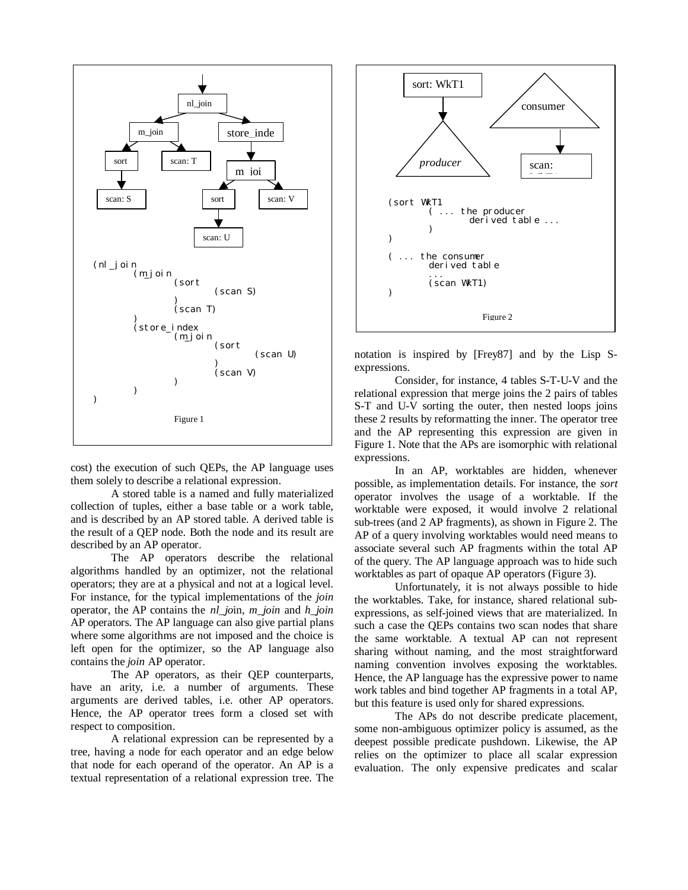```
(nl_join
        (m_join
                (sort
                        (scan S)
                )
                (scan T)
        )
        (store_index
                (m_join
                        (sort
                                (scan U)
                        )
                        (scan V)
                )
        )
)
```

Figure 1

cost) the execution of such QEPs, the AP language uses them solely to describe a relational expression.

A stored table is a named and fully materialized collection of tuples, either a base table or a work table, and is described by an AP stored table. A derived table is the result of a QEP node. Both the node and its result are described by an AP operator.

The AP operators describe the relational algorithms handled by an optimizer, not the relational operators; they are at a physical and not at a logical level. For instance, for the typical implementations of the *join* operator, the AP contains the *nl_jo*in, *m_join* and *h_join* AP operators. The AP language can also give partial plans where some algorithms are not imposed and the choice is left open for the optimizer, so the AP language also contains the *join* AP operator.

The AP operators, as their QEP counterparts, have an arity, i.e. a number of arguments. These arguments are derived tables, i.e. other AP operators. Hence, the AP operator trees form a closed set with respect to composition.

A relational expression can be represented by a tree, having a node for each operator and an edge below that node for each operand of the operator. An AP is a textual representation of a relational expression tree. The notation is inspired by [Frey87] and by the Lisp S-expressions.

```
(sort WkT1
        ( ... the producer
                derived table ...
        )
)

( ... the consumer
        derived table
        ...
        (scan WkT1)
)
```

Figure 2

Consider, for instance, 4 tables S-T-U-V and the relational expression that merge joins the 2 pairs of tables S-T and U-V sorting the outer, then nested loops joins these 2 results by reformatting the inner. The operator tree and the AP representing this expression are given in Figure 1. Note that the APs are isomorphic with relational expressions.

In an AP, worktables are hidden, whenever possible, as implementation details. For instance, the *sort* operator involves the usage of a worktable. If the worktable were exposed, it would involve 2 relational sub-trees (and 2 AP fragments), as shown in Figure 2. The AP of a query involving worktables would need means to associate several such AP fragments within the total AP of the query. The AP language approach was to hide such worktables as part of opaque AP operators (Figure 3).

Unfortunately, it is not always possible to hide the worktables. Take, for instance, shared relational sub-expressions, as self-joined views that are materialized. In such a case the QEPs contains two scan nodes that share the same worktable. A textual AP can not represent sharing without naming, and the most straightforward naming convention involves exposing the worktables. Hence, the AP language has the expressive power to name work tables and bind together AP fragments in a total AP, but this feature is used only for shared expressions.

The APs do not describe predicate placement, some non-ambiguous optimizer policy is assumed, as the deepest possible predicate pushdown. Likewise, the AP relies on the optimizer to place all scalar expression evaluation. The only expensive predicates and scalar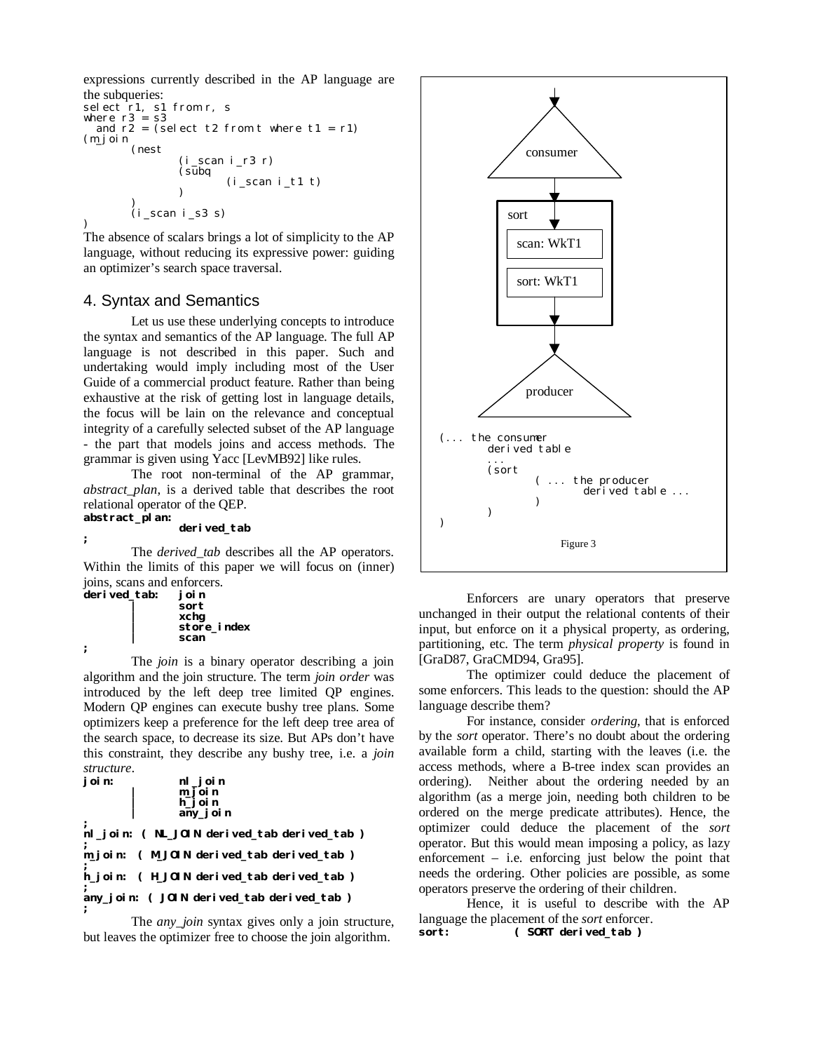expressions currently described in the AP language are the subqueries:

```
select r1, s1 from r, s
where r3 = s3
  and r2 = (select t2 from t where t1 = r1)
(m_join
        (nest
                (i_scan i_r3 r)
                (subq
                        (i_scan i_t1 t)
                )
        )
        (i_scan i_s3 s)
)
```

The absence of scalars brings a lot of simplicity to the AP language, without reducing its expressive power: guiding an optimizer's search space traversal.

## 4. Syntax and Semantics

Let us use these underlying concepts to introduce the syntax and semantics of the AP language. The full AP language is not described in this paper. Such and undertaking would imply including most of the User Guide of a commercial product feature. Rather than being exhaustive at the risk of getting lost in language details, the focus will be lain on the relevance and conceptual integrity of a carefully selected subset of the AP language - the part that models joins and access methods. The grammar is given using Yacc [LevMB92] like rules.

The root non-terminal of the AP grammar, *abstract_plan*, is a derived table that describes the root relational operator of the QEP.

```
abstract_plan:
                derived_tab
;
```

The *derived_tab* describes all the AP operators. Within the limits of this paper we will focus on (inner) joins, scans and enforcers.

```
derived_tab:    join
              | sort
              | xchg
              | store_index
              | scan
;
```

The *join* is a binary operator describing a join algorithm and the join structure. The term *join order* was introduced by the left deep tree limited QP engines. Modern QP engines can execute bushy tree plans. Some optimizers keep a preference for the left deep tree area of the search space, to decrease its size. But APs don't have this constraint, they describe any bushy tree, i.e. a *join structure*.

```
join:           nl_join
              | m_join
              | h_join
              | any_join
;
nl_join: ( NL_JOIN derived_tab derived_tab )
;
m_join:  ( M_JOIN derived_tab derived_tab )
;
h_join:  ( H_JOIN derived_tab derived_tab )
;
any_join: ( JOIN derived_tab derived_tab )
;
```

The *any_join* syntax gives only a join structure, but leaves the optimizer free to choose the join algorithm.

```
(... the consumer
        derived table
        ...
        (sort
                ( ... the producer
                        derived table ...
                )
        )
)
```

Figure 3

Enforcers are unary operators that preserve unchanged in their output the relational contents of their input, but enforce on it a physical property, as ordering, partitioning, etc. The term *physical property* is found in [GraD87, GraCMD94, Gra95].

The optimizer could deduce the placement of some enforcers. This leads to the question: should the AP language describe them?

For instance, consider *ordering*, that is enforced by the *sort* operator. There's no doubt about the ordering available form a child, starting with the leaves (i.e. the access methods, where a B-tree index scan provides an ordering). Neither about the ordering needed by an algorithm (as a merge join, needing both children to be ordered on the merge predicate attributes). Hence, the optimizer could deduce the placement of the *sort* operator. But this would mean imposing a policy, as lazy enforcement – i.e. enforcing just below the point that needs the ordering. Other policies are possible, as some operators preserve the ordering of their children.

Hence, it is useful to describe with the AP language the placement of the *sort* enforcer.

```
sort:           ( SORT derived_tab )
```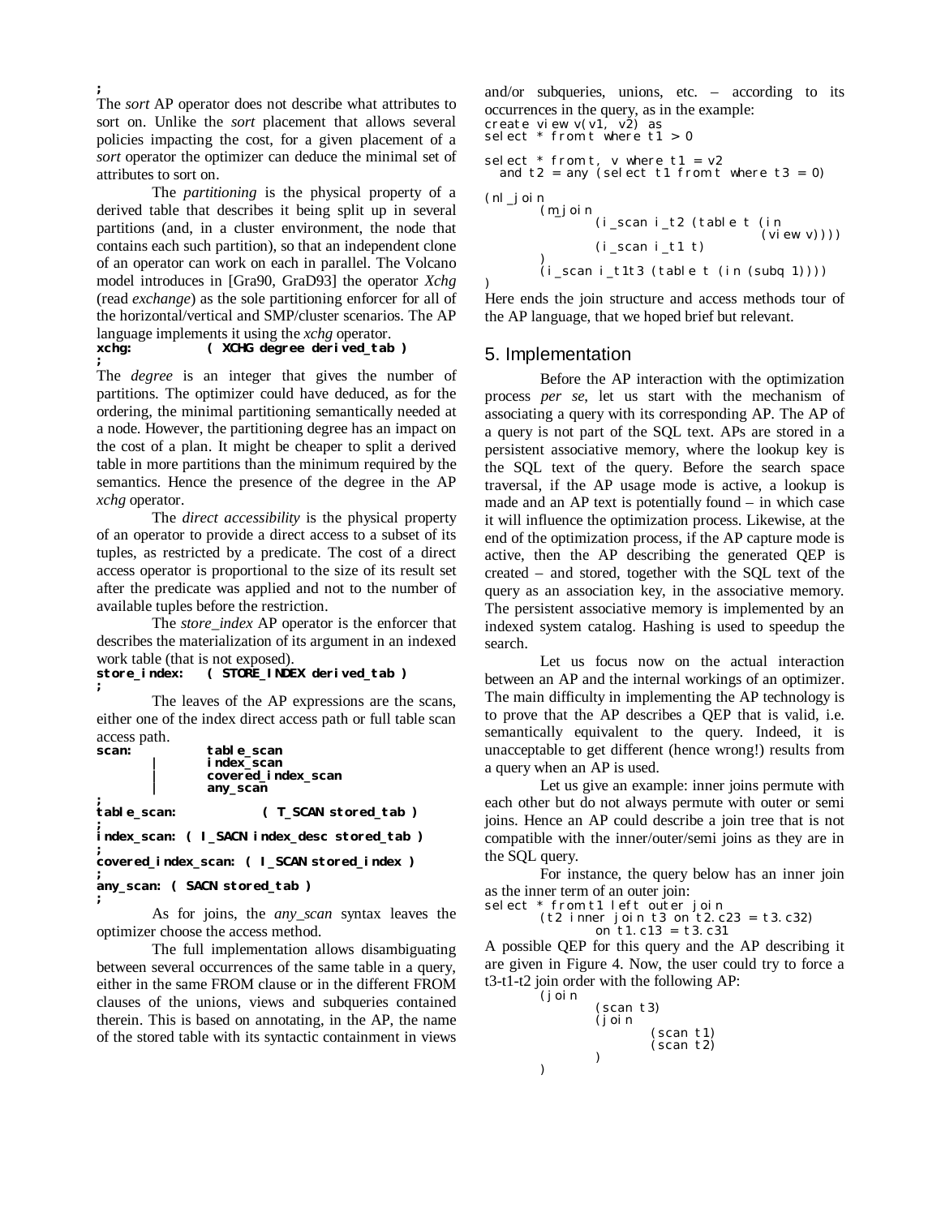;

The *sort* AP operator does not describe what attributes to sort on. Unlike the *sort* placement that allows several policies impacting the cost, for a given placement of a *sort* operator the optimizer can deduce the minimal set of attributes to sort on.

The *partitioning* is the physical property of a derived table that describes it being split up in several partitions (and, in a cluster environment, the node that contains each such partition), so that an independent clone of an operator can work on each in parallel. The Volcano model introduces in [Gra90, GraD93] the operator *Xchg* (read *exchange*) as the sole partitioning enforcer for all of the horizontal/vertical and SMP/cluster scenarios. The AP language implements it using the *xchg* operator.

```
xchg:       ( XCHG degree derived_tab )
;
```

The *degree* is an integer that gives the number of partitions. The optimizer could have deduced, as for the ordering, the minimal partitioning semantically needed at a node. However, the partitioning degree has an impact on the cost of a plan. It might be cheaper to split a derived table in more partitions than the minimum required by the semantics. Hence the presence of the degree in the AP *xchg* operator.

The *direct accessibility* is the physical property of an operator to provide a direct access to a subset of its tuples, as restricted by a predicate. The cost of a direct access operator is proportional to the size of its result set after the predicate was applied and not to the number of available tuples before the restriction.

The *store_index* AP operator is the enforcer that describes the materialization of its argument in an indexed work table (that is not exposed).

```
store_index:   ( STORE_INDEX derived_tab )
;
```

The leaves of the AP expressions are the scans, either one of the index direct access path or full table scan access path.

```
scan:       table_scan
        |   index_scan
        |   covered_index_scan
        |   any_scan
;
table_scan:         ( T_SCAN stored_tab )
;
index_scan: ( I_SACN index_desc stored_tab )
;
covered_index_scan: ( I_SCAN stored_index )
;
any_scan: ( SACN stored_tab )
;
```

As for joins, the *any_scan* syntax leaves the optimizer choose the access method.

The full implementation allows disambiguating between several occurrences of the same table in a query, either in the same FROM clause or in the different FROM clauses of the unions, views and subqueries contained therein. This is based on annotating, in the AP, the name of the stored table with its syntactic containment in views and/or subqueries, unions, etc. – according to its occurrences in the query, as in the example:

```
create view v(v1, v2) as
select * from t where t1 > 0

select * from t, v where t1 = v2
  and t2 = any (select t1 from t where t3 = 0)

(nl_join
        (m_join
                (i_scan i_t2 (table t (in
                                        (view v))))
                (i_scan i_t1 t)
        )
        (i_scan i_t1t3 (table t (in (subq 1))))
)
```

Here ends the join structure and access methods tour of the AP language, that we hoped brief but relevant.

## 5. Implementation

Before the AP interaction with the optimization process *per se*, let us start with the mechanism of associating a query with its corresponding AP. The AP of a query is not part of the SQL text. APs are stored in a persistent associative memory, where the lookup key is the SQL text of the query. Before the search space traversal, if the AP usage mode is active, a lookup is made and an AP text is potentially found – in which case it will influence the optimization process. Likewise, at the end of the optimization process, if the AP capture mode is active, then the AP describing the generated QEP is created – and stored, together with the SQL text of the query as an association key, in the associative memory. The persistent associative memory is implemented by an indexed system catalog. Hashing is used to speedup the search.

Let us focus now on the actual interaction between an AP and the internal workings of an optimizer. The main difficulty in implementing the AP technology is to prove that the AP describes a QEP that is valid, i.e. semantically equivalent to the query. Indeed, it is unacceptable to get different (hence wrong!) results from a query when an AP is used.

Let us give an example: inner joins permute with each other but do not always permute with outer or semi joins. Hence an AP could describe a join tree that is not compatible with the inner/outer/semi joins as they are in the SQL query.

For instance, the query below has an inner join as the inner term of an outer join:

```
select * from t1 left outer join
        (t2 inner join t3 on t2.c23 = t3.c32)
                on t1.c13 = t3.c31
```

A possible QEP for this query and the AP describing it are given in Figure 4. Now, the user could try to force a t3-t1-t2 join order with the following AP:

```
        (join
                (scan t3)
                (join
                        (scan t1)
                        (scan t2)
                )
        )
```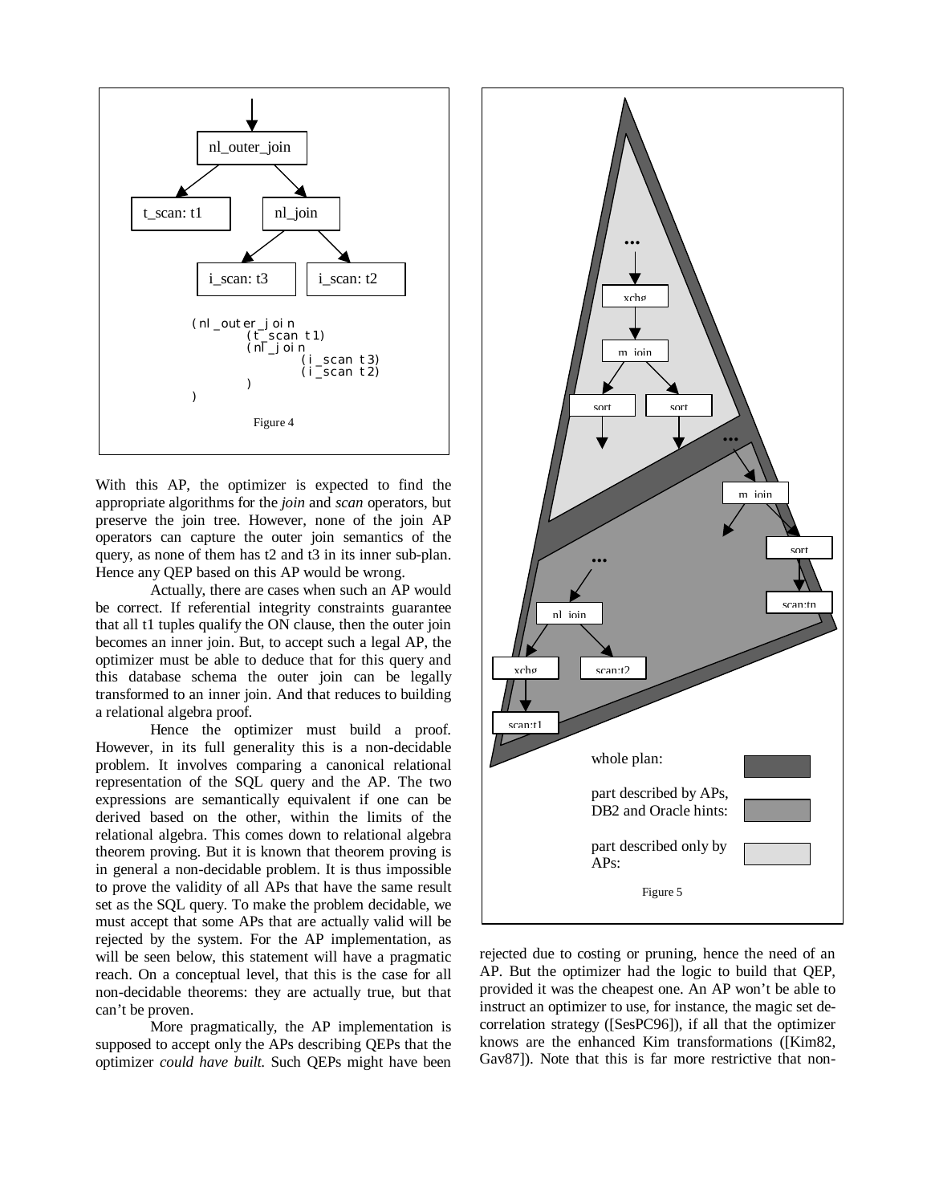```
(nl_outer_join
        (t_scan t1)
        (nl_join
                (i_scan t3)
                (i_scan t2)
        )
)
```

Figure 4

With this AP, the optimizer is expected to find the appropriate algorithms for the *join* and *scan* operators, but preserve the join tree. However, none of the join AP operators can capture the outer join semantics of the query, as none of them has t2 and t3 in its inner sub-plan. Hence any QEP based on this AP would be wrong.

Actually, there are cases when such an AP would be correct. If referential integrity constraints guarantee that all t1 tuples qualify the ON clause, then the outer join becomes an inner join. But, to accept such a legal AP, the optimizer must be able to deduce that for this query and this database schema the outer join can be legally transformed to an inner join. And that reduces to building a relational algebra proof.

Hence the optimizer must build a proof. However, in its full generality this is a non-decidable problem. It involves comparing a canonical relational representation of the SQL query and the AP. The two expressions are semantically equivalent if one can be derived based on the other, within the limits of the relational algebra. This comes down to relational algebra theorem proving. But it is known that theorem proving is in general a non-decidable problem. It is thus impossible to prove the validity of all APs that have the same result set as the SQL query. To make the problem decidable, we must accept that some APs that are actually valid will be rejected by the system. For the AP implementation, as will be seen below, this statement will have a pragmatic reach. On a conceptual level, that this is the case for all non-decidable theorems: they are actually true, but that can't be proven.

More pragmatically, the AP implementation is supposed to accept only the APs describing QEPs that the optimizer *could have built.* Such QEPs might have been rejected due to costing or pruning, hence the need of an AP. But the optimizer had the logic to build that QEP, provided it was the cheapest one. An AP won't be able to instruct an optimizer to use, for instance, the magic set de-correlation strategy ([SesPC96]), if all that the optimizer knows are the enhanced Kim transformations ([Kim82, Gav87]). Note that this is far more restrictive that non-

whole plan:

part described by APs, DB2 and Oracle hints:

part described only by APs:

Figure 5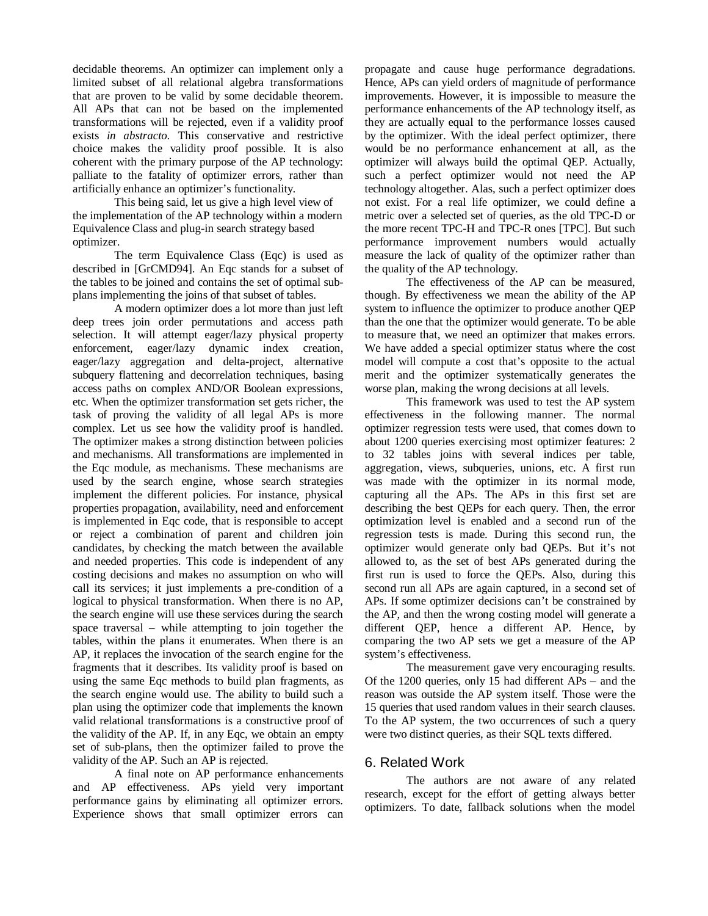decidable theorems. An optimizer can implement only a limited subset of all relational algebra transformations that are proven to be valid by some decidable theorem. All APs that can not be based on the implemented transformations will be rejected, even if a validity proof exists *in abstracto*. This conservative and restrictive choice makes the validity proof possible. It is also coherent with the primary purpose of the AP technology: palliate to the fatality of optimizer errors, rather than artificially enhance an optimizer's functionality.

This being said, let us give a high level view of the implementation of the AP technology within a modern Equivalence Class and plug-in search strategy based optimizer.

The term Equivalence Class (Eqc) is used as described in [GrCMD94]. An Eqc stands for a subset of the tables to be joined and contains the set of optimal sub-plans implementing the joins of that subset of tables.

A modern optimizer does a lot more than just left deep trees join order permutations and access path selection. It will attempt eager/lazy physical property enforcement, eager/lazy dynamic index creation, eager/lazy aggregation and delta-project, alternative subquery flattening and decorrelation techniques, basing access paths on complex AND/OR Boolean expressions, etc. When the optimizer transformation set gets richer, the task of proving the validity of all legal APs is more complex. Let us see how the validity proof is handled. The optimizer makes a strong distinction between policies and mechanisms. All transformations are implemented in the Eqc module, as mechanisms. These mechanisms are used by the search engine, whose search strategies implement the different policies. For instance, physical properties propagation, availability, need and enforcement is implemented in Eqc code, that is responsible to accept or reject a combination of parent and children join candidates, by checking the match between the available and needed properties. This code is independent of any costing decisions and makes no assumption on who will call its services; it just implements a pre-condition of a logical to physical transformation. When there is no AP, the search engine will use these services during the search space traversal – while attempting to join together the tables, within the plans it enumerates. When there is an AP, it replaces the invocation of the search engine for the fragments that it describes. Its validity proof is based on using the same Eqc methods to build plan fragments, as the search engine would use. The ability to build such a plan using the optimizer code that implements the known valid relational transformations is a constructive proof of the validity of the AP. If, in any Eqc, we obtain an empty set of sub-plans, then the optimizer failed to prove the validity of the AP. Such an AP is rejected.

A final note on AP performance enhancements and AP effectiveness. APs yield very important performance gains by eliminating all optimizer errors. Experience shows that small optimizer errors can propagate and cause huge performance degradations. Hence, APs can yield orders of magnitude of performance improvements. However, it is impossible to measure the performance enhancements of the AP technology itself, as they are actually equal to the performance losses caused by the optimizer. With the ideal perfect optimizer, there would be no performance enhancement at all, as the optimizer will always build the optimal QEP. Actually, such a perfect optimizer would not need the AP technology altogether. Alas, such a perfect optimizer does not exist. For a real life optimizer, we could define a metric over a selected set of queries, as the old TPC-D or the more recent TPC-H and TPC-R ones [TPC]. But such performance improvement numbers would actually measure the lack of quality of the optimizer rather than the quality of the AP technology.

The effectiveness of the AP can be measured, though. By effectiveness we mean the ability of the AP system to influence the optimizer to produce another QEP than the one that the optimizer would generate. To be able to measure that, we need an optimizer that makes errors. We have added a special optimizer status where the cost model will compute a cost that's opposite to the actual merit and the optimizer systematically generates the worse plan, making the wrong decisions at all levels.

This framework was used to test the AP system effectiveness in the following manner. The normal optimizer regression tests were used, that comes down to about 1200 queries exercising most optimizer features: 2 to 32 tables joins with several indices per table, aggregation, views, subqueries, unions, etc. A first run was made with the optimizer in its normal mode, capturing all the APs. The APs in this first set are describing the best QEPs for each query. Then, the error optimization level is enabled and a second run of the regression tests is made. During this second run, the optimizer would generate only bad QEPs. But it's not allowed to, as the set of best APs generated during the first run is used to force the QEPs. Also, during this second run all APs are again captured, in a second set of APs. If some optimizer decisions can't be constrained by the AP, and then the wrong costing model will generate a different QEP, hence a different AP. Hence, by comparing the two AP sets we get a measure of the AP system's effectiveness.

The measurement gave very encouraging results. Of the 1200 queries, only 15 had different APs – and the reason was outside the AP system itself. Those were the 15 queries that used random values in their search clauses. To the AP system, the two occurrences of such a query were two distinct queries, as their SQL texts differed.

## 6. Related Work

The authors are not aware of any related research, except for the effort of getting always better optimizers. To date, fallback solutions when the model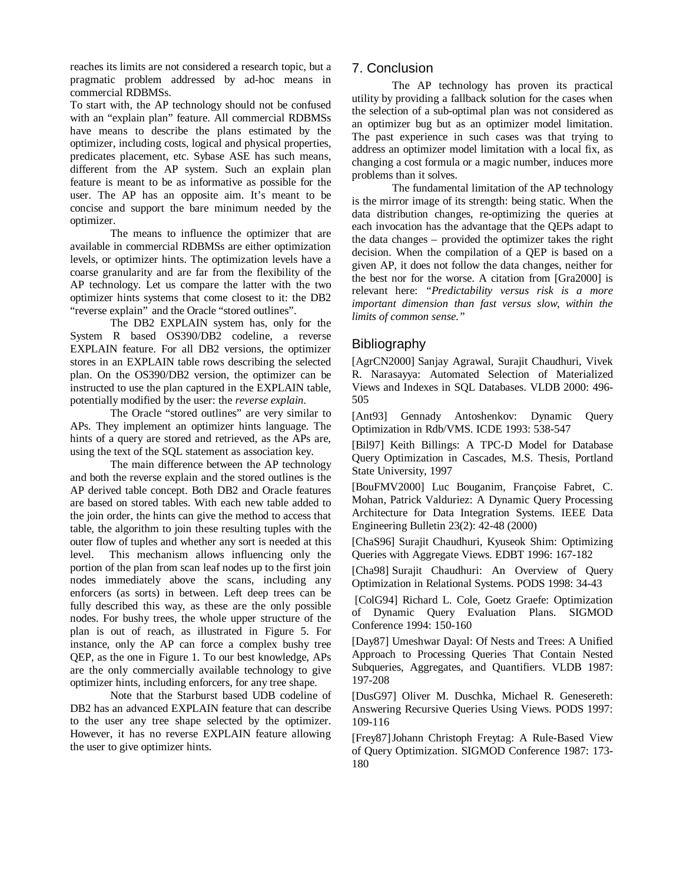reaches its limits are not considered a research topic, but a pragmatic problem addressed by ad-hoc means in commercial RDBMSs.

To start with, the AP technology should not be confused with an "explain plan" feature. All commercial RDBMSs have means to describe the plans estimated by the optimizer, including costs, logical and physical properties, predicates placement, etc. Sybase ASE has such means, different from the AP system. Such an explain plan feature is meant to be as informative as possible for the user. The AP has an opposite aim. It's meant to be concise and support the bare minimum needed by the optimizer.

The means to influence the optimizer that are available in commercial RDBMSs are either optimization levels, or optimizer hints. The optimization levels have a coarse granularity and are far from the flexibility of the AP technology. Let us compare the latter with the two optimizer hints systems that come closest to it: the DB2 "reverse explain" and the Oracle "stored outlines".

The DB2 EXPLAIN system has, only for the System R based OS390/DB2 codeline, a reverse EXPLAIN feature. For all DB2 versions, the optimizer stores in an EXPLAIN table rows describing the selected plan. On the OS390/DB2 version, the optimizer can be instructed to use the plan captured in the EXPLAIN table, potentially modified by the user: the *reverse explain*.

The Oracle "stored outlines" are very similar to APs. They implement an optimizer hints language. The hints of a query are stored and retrieved, as the APs are, using the text of the SQL statement as association key.

The main difference between the AP technology and both the reverse explain and the stored outlines is the AP derived table concept. Both DB2 and Oracle features are based on stored tables. With each new table added to the join order, the hints can give the method to access that table, the algorithm to join these resulting tuples with the outer flow of tuples and whether any sort is needed at this level. This mechanism allows influencing only the portion of the plan from scan leaf nodes up to the first join nodes immediately above the scans, including any enforcers (as sorts) in between. Left deep trees can be fully described this way, as these are the only possible nodes. For bushy trees, the whole upper structure of the plan is out of reach, as illustrated in Figure 5. For instance, only the AP can force a complex bushy tree QEP, as the one in Figure 1. To our best knowledge, APs are the only commercially available technology to give optimizer hints, including enforcers, for any tree shape.

Note that the Starburst based UDB codeline of DB2 has an advanced EXPLAIN feature that can describe to the user any tree shape selected by the optimizer. However, it has no reverse EXPLAIN feature allowing the user to give optimizer hints.

## 7. Conclusion

The AP technology has proven its practical utility by providing a fallback solution for the cases when the selection of a sub-optimal plan was not considered as an optimizer bug but as an optimizer model limitation. The past experience in such cases was that trying to address an optimizer model limitation with a local fix, as changing a cost formula or a magic number, induces more problems than it solves.

The fundamental limitation of the AP technology is the mirror image of its strength: being static. When the data distribution changes, re-optimizing the queries at each invocation has the advantage that the QEPs adapt to the data changes – provided the optimizer takes the right decision. When the compilation of a QEP is based on a given AP, it does not follow the data changes, neither for the best nor for the worse. A citation from [Gra2000] is relevant here: *"Predictability versus risk is a more important dimension than fast versus slow, within the limits of common sense."*

## Bibliography

[AgrCN2000] Sanjay Agrawal, Surajit Chaudhuri, Vivek R. Narasayya: Automated Selection of Materialized Views and Indexes in SQL Databases. VLDB 2000: 496-505

[Ant93] Gennady Antoshenkov: Dynamic Query Optimization in Rdb/VMS. ICDE 1993: 538-547

[Bil97] Keith Billings: A TPC-D Model for Database Query Optimization in Cascades, M.S. Thesis, Portland State University, 1997

[BouFMV2000] Luc Bouganim, Françoise Fabret, C. Mohan, Patrick Valduriez: A Dynamic Query Processing Architecture for Data Integration Systems. IEEE Data Engineering Bulletin 23(2): 42-48 (2000)

[ChaS96] Surajit Chaudhuri, Kyuseok Shim: Optimizing Queries with Aggregate Views. EDBT 1996: 167-182

[Cha98] Surajit Chaudhuri: An Overview of Query Optimization in Relational Systems. PODS 1998: 34-43

[ColG94] Richard L. Cole, Goetz Graefe: Optimization of Dynamic Query Evaluation Plans. SIGMOD Conference 1994: 150-160

[Day87] Umeshwar Dayal: Of Nests and Trees: A Unified Approach to Processing Queries That Contain Nested Subqueries, Aggregates, and Quantifiers. VLDB 1987: 197-208

[DusG97] Oliver M. Duschka, Michael R. Genesereth: Answering Recursive Queries Using Views. PODS 1997: 109-116

[Frey87] Johann Christoph Freytag: A Rule-Based View of Query Optimization. SIGMOD Conference 1987: 173-180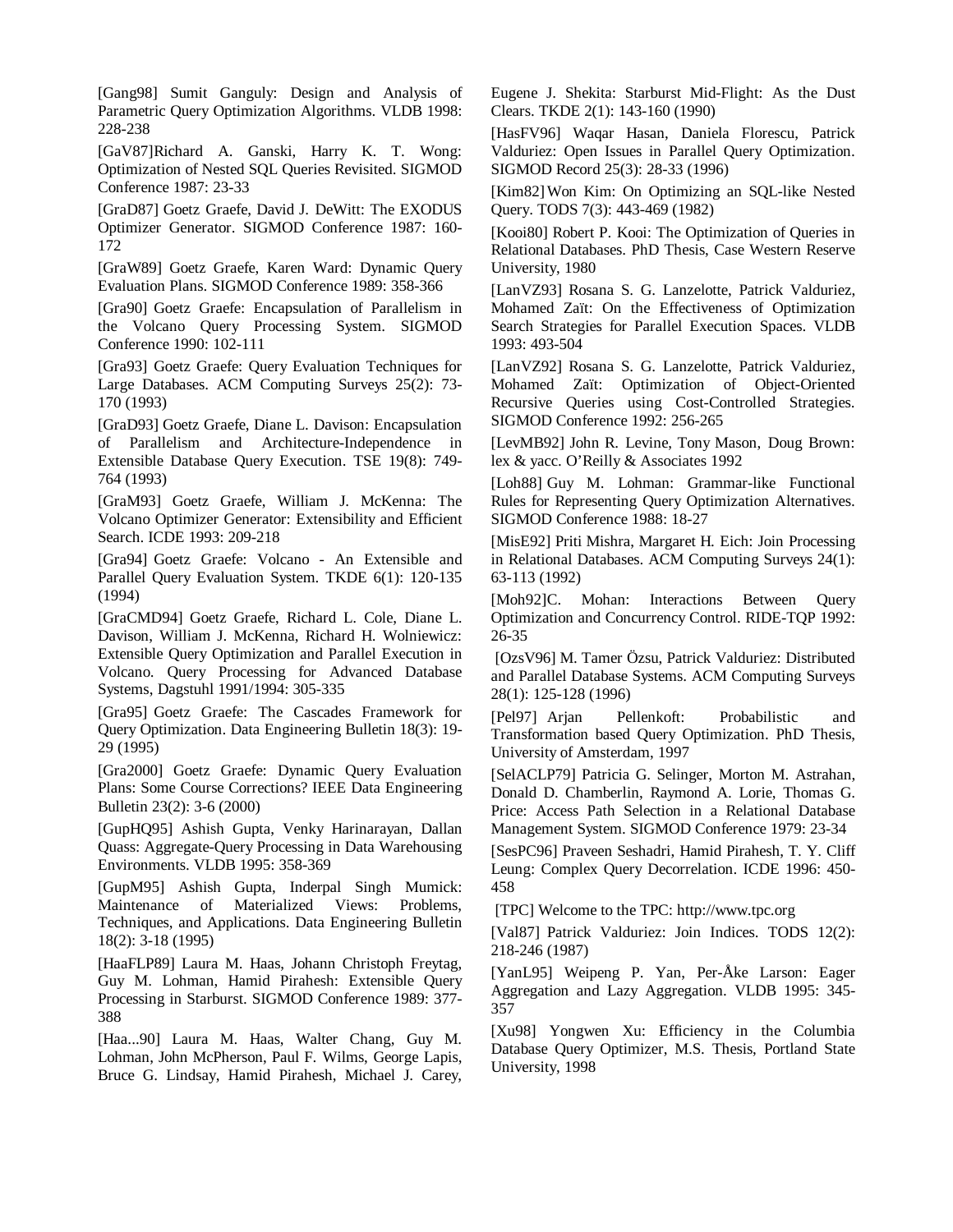[Gang98] Sumit Ganguly: Design and Analysis of Parametric Query Optimization Algorithms. VLDB 1998: 228-238

[GaV87]Richard A. Ganski, Harry K. T. Wong: Optimization of Nested SQL Queries Revisited. SIGMOD Conference 1987: 23-33

[GraD87] Goetz Graefe, David J. DeWitt: The EXODUS Optimizer Generator. SIGMOD Conference 1987: 160-172

[GraW89] Goetz Graefe, Karen Ward: Dynamic Query Evaluation Plans. SIGMOD Conference 1989: 358-366

[Gra90] Goetz Graefe: Encapsulation of Parallelism in the Volcano Query Processing System. SIGMOD Conference 1990: 102-111

[Gra93] Goetz Graefe: Query Evaluation Techniques for Large Databases. ACM Computing Surveys 25(2): 73-170 (1993)

[GraD93] Goetz Graefe, Diane L. Davison: Encapsulation of Parallelism and Architecture-Independence in Extensible Database Query Execution. TSE 19(8): 749-764 (1993)

[GraM93] Goetz Graefe, William J. McKenna: The Volcano Optimizer Generator: Extensibility and Efficient Search. ICDE 1993: 209-218

[Gra94] Goetz Graefe: Volcano - An Extensible and Parallel Query Evaluation System. TKDE 6(1): 120-135 (1994)

[GraCMD94] Goetz Graefe, Richard L. Cole, Diane L. Davison, William J. McKenna, Richard H. Wolniewicz: Extensible Query Optimization and Parallel Execution in Volcano. Query Processing for Advanced Database Systems, Dagstuhl 1991/1994: 305-335

[Gra95] Goetz Graefe: The Cascades Framework for Query Optimization. Data Engineering Bulletin 18(3): 19-29 (1995)

[Gra2000] Goetz Graefe: Dynamic Query Evaluation Plans: Some Course Corrections? IEEE Data Engineering Bulletin 23(2): 3-6 (2000)

[GupHQ95] Ashish Gupta, Venky Harinarayan, Dallan Quass: Aggregate-Query Processing in Data Warehousing Environments. VLDB 1995: 358-369

[GupM95] Ashish Gupta, Inderpal Singh Mumick: Maintenance of Materialized Views: Problems, Techniques, and Applications. Data Engineering Bulletin 18(2): 3-18 (1995)

[HaaFLP89] Laura M. Haas, Johann Christoph Freytag, Guy M. Lohman, Hamid Pirahesh: Extensible Query Processing in Starburst. SIGMOD Conference 1989: 377-388

[Haa...90] Laura M. Haas, Walter Chang, Guy M. Lohman, John McPherson, Paul F. Wilms, George Lapis, Bruce G. Lindsay, Hamid Pirahesh, Michael J. Carey, Eugene J. Shekita: Starburst Mid-Flight: As the Dust Clears. TKDE 2(1): 143-160 (1990)

[HasFV96] Waqar Hasan, Daniela Florescu, Patrick Valduriez: Open Issues in Parallel Query Optimization. SIGMOD Record 25(3): 28-33 (1996)

[Kim82] Won Kim: On Optimizing an SQL-like Nested Query. TODS 7(3): 443-469 (1982)

[Kooi80] Robert P. Kooi: The Optimization of Queries in Relational Databases. PhD Thesis, Case Western Reserve University, 1980

[LanVZ93] Rosana S. G. Lanzelotte, Patrick Valduriez, Mohamed Zaït: On the Effectiveness of Optimization Search Strategies for Parallel Execution Spaces. VLDB 1993: 493-504

[LanVZ92] Rosana S. G. Lanzelotte, Patrick Valduriez, Mohamed Zaït: Optimization of Object-Oriented Recursive Queries using Cost-Controlled Strategies. SIGMOD Conference 1992: 256-265

[LevMB92] John R. Levine, Tony Mason, Doug Brown: lex & yacc. O'Reilly & Associates 1992

[Loh88] Guy M. Lohman: Grammar-like Functional Rules for Representing Query Optimization Alternatives. SIGMOD Conference 1988: 18-27

[MisE92] Priti Mishra, Margaret H. Eich: Join Processing in Relational Databases. ACM Computing Surveys 24(1): 63-113 (1992)

[Moh92]C. Mohan: Interactions Between Query Optimization and Concurrency Control. RIDE-TQP 1992: 26-35

[OzsV96] M. Tamer Özsu, Patrick Valduriez: Distributed and Parallel Database Systems. ACM Computing Surveys 28(1): 125-128 (1996)

[Pel97] Arjan Pellenkoft: Probabilistic and Transformation based Query Optimization. PhD Thesis, University of Amsterdam, 1997

[SelACLP79] Patricia G. Selinger, Morton M. Astrahan, Donald D. Chamberlin, Raymond A. Lorie, Thomas G. Price: Access Path Selection in a Relational Database Management System. SIGMOD Conference 1979: 23-34

[SesPC96] Praveen Seshadri, Hamid Pirahesh, T. Y. Cliff Leung: Complex Query Decorrelation. ICDE 1996: 450-458

[TPC] Welcome to the TPC: http://www.tpc.org

[Val87] Patrick Valduriez: Join Indices. TODS 12(2): 218-246 (1987)

[YanL95] Weipeng P. Yan, Per-Åke Larson: Eager Aggregation and Lazy Aggregation. VLDB 1995: 345-357

[Xu98] Yongwen Xu: Efficiency in the Columbia Database Query Optimizer, M.S. Thesis, Portland State University, 1998